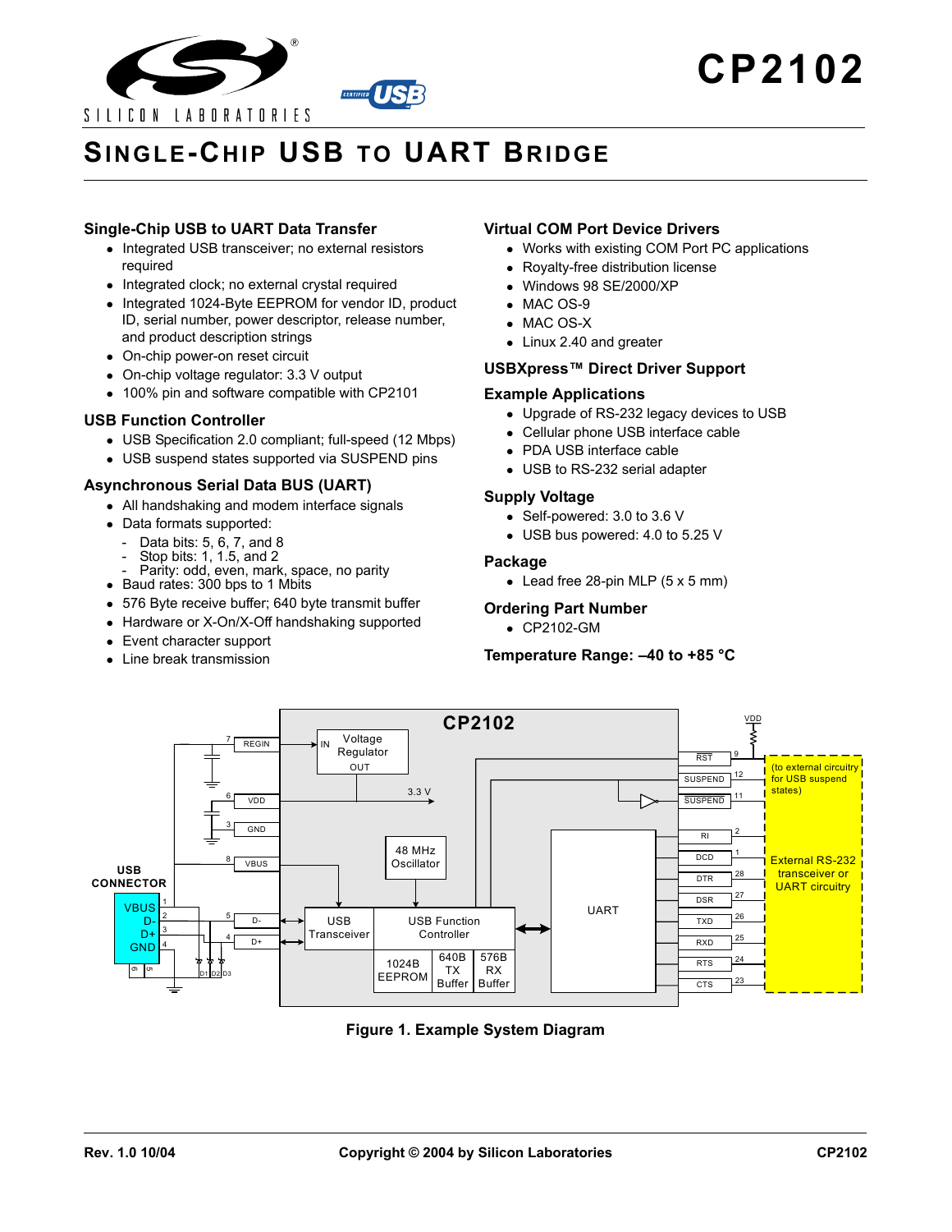# CP2102

## SINGLE-CHIP USB TO UART BRIDGE

### Single-Chip USB to UART Data Transfer

- Integrated USB transceiver; no external resistors required
- Integrated clock; no external crystal required
- Integrated 1024-Byte EEPROM for vendor ID, product ID, serial number, power descriptor, release number, and product description strings
- On-chip power-on reset circuit
- On-chip voltage regulator: 3.3 V output
- 100% pin and software compatible with CP2101

### USB Function Controller

- USB Specification 2.0 compliant; full-speed (12 Mbps)
- USB suspend states supported via SUSPEND pins

### Asynchronous Serial Data BUS (UART)

- All handshaking and modem interface signals
- Data formats supported:
  - Data bits: 5, 6, 7, and 8
  - Stop bits: 1, 1.5, and 2
  - Parity: odd, even, mark, space, no parity
- Baud rates: 300 bps to 1 Mbits
- 576 Byte receive buffer; 640 byte transmit buffer
- Hardware or X-On/X-Off handshaking supported
- Event character support
- Line break transmission

### Virtual COM Port Device Drivers

- Works with existing COM Port PC applications
- Royalty-free distribution license
- Windows 98 SE/2000/XP
- MAC OS-9
- MAC OS-X
- Linux 2.40 and greater

### USBXpress™ Direct Driver Support

### Example Applications

- Upgrade of RS-232 legacy devices to USB
- Cellular phone USB interface cable
- PDA USB interface cable
- USB to RS-232 serial adapter

### Supply Voltage

- Self-powered: 3.0 to 3.6 V
- USB bus powered: 4.0 to 5.25 V

### Package

- Lead free 28-pin MLP (5 x 5 mm)

### Ordering Part Number

- CP2102-GM

### Temperature Range: –40 to +85 °C

**Figure 1. Example System Diagram**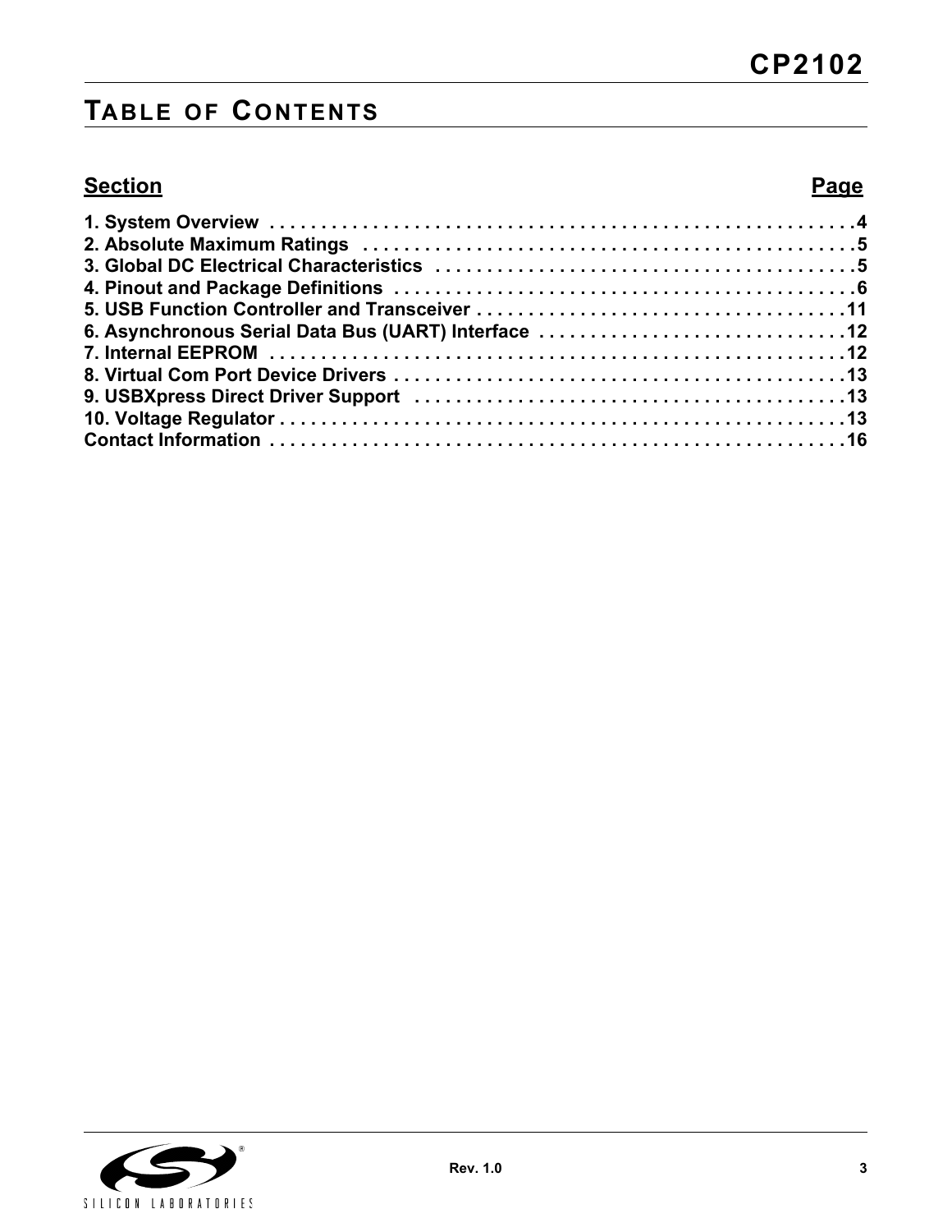# Table of Contents

| Section | Page |
| --- | --- |
| 1. System Overview | 4 |
| 2. Absolute Maximum Ratings | 5 |
| 3. Global DC Electrical Characteristics | 5 |
| 4. Pinout and Package Definitions | 6 |
| 5. USB Function Controller and Transceiver | 11 |
| 6. Asynchronous Serial Data Bus (UART) Interface | 12 |
| 7. Internal EEPROM | 12 |
| 8. Virtual Com Port Device Drivers | 13 |
| 9. USBXpress Direct Driver Support | 13 |
| 10. Voltage Regulator | 13 |
| Contact Information | 16 |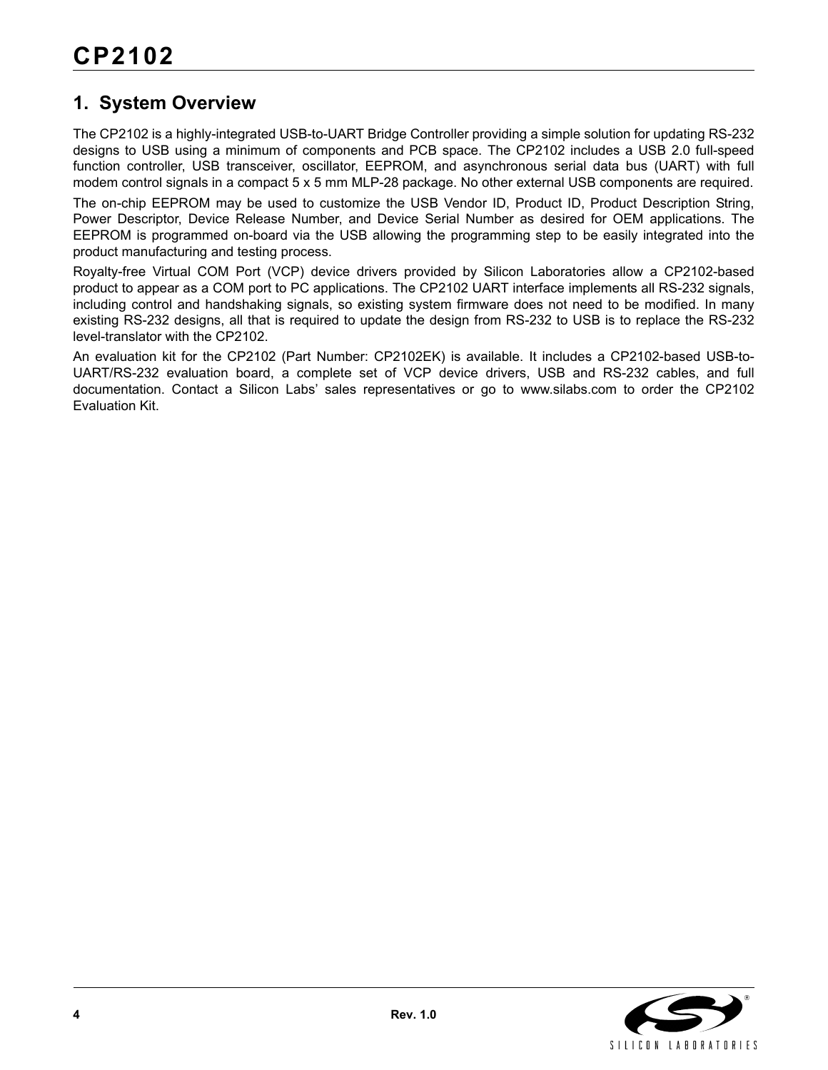# 1. System Overview

The CP2102 is a highly-integrated USB-to-UART Bridge Controller providing a simple solution for updating RS-232 designs to USB using a minimum of components and PCB space. The CP2102 includes a USB 2.0 full-speed function controller, USB transceiver, oscillator, EEPROM, and asynchronous serial data bus (UART) with full modem control signals in a compact 5 x 5 mm MLP-28 package. No other external USB components are required.

The on-chip EEPROM may be used to customize the USB Vendor ID, Product ID, Product Description String, Power Descriptor, Device Release Number, and Device Serial Number as desired for OEM applications. The EEPROM is programmed on-board via the USB allowing the programming step to be easily integrated into the product manufacturing and testing process.

Royalty-free Virtual COM Port (VCP) device drivers provided by Silicon Laboratories allow a CP2102-based product to appear as a COM port to PC applications. The CP2102 UART interface implements all RS-232 signals, including control and handshaking signals, so existing system firmware does not need to be modified. In many existing RS-232 designs, all that is required to update the design from RS-232 to USB is to replace the RS-232 level-translator with the CP2102.

An evaluation kit for the CP2102 (Part Number: CP2102EK) is available. It includes a CP2102-based USB-to-UART/RS-232 evaluation board, a complete set of VCP device drivers, USB and RS-232 cables, and full documentation. Contact a Silicon Labs' sales representatives or go to www.silabs.com to order the CP2102 Evaluation Kit.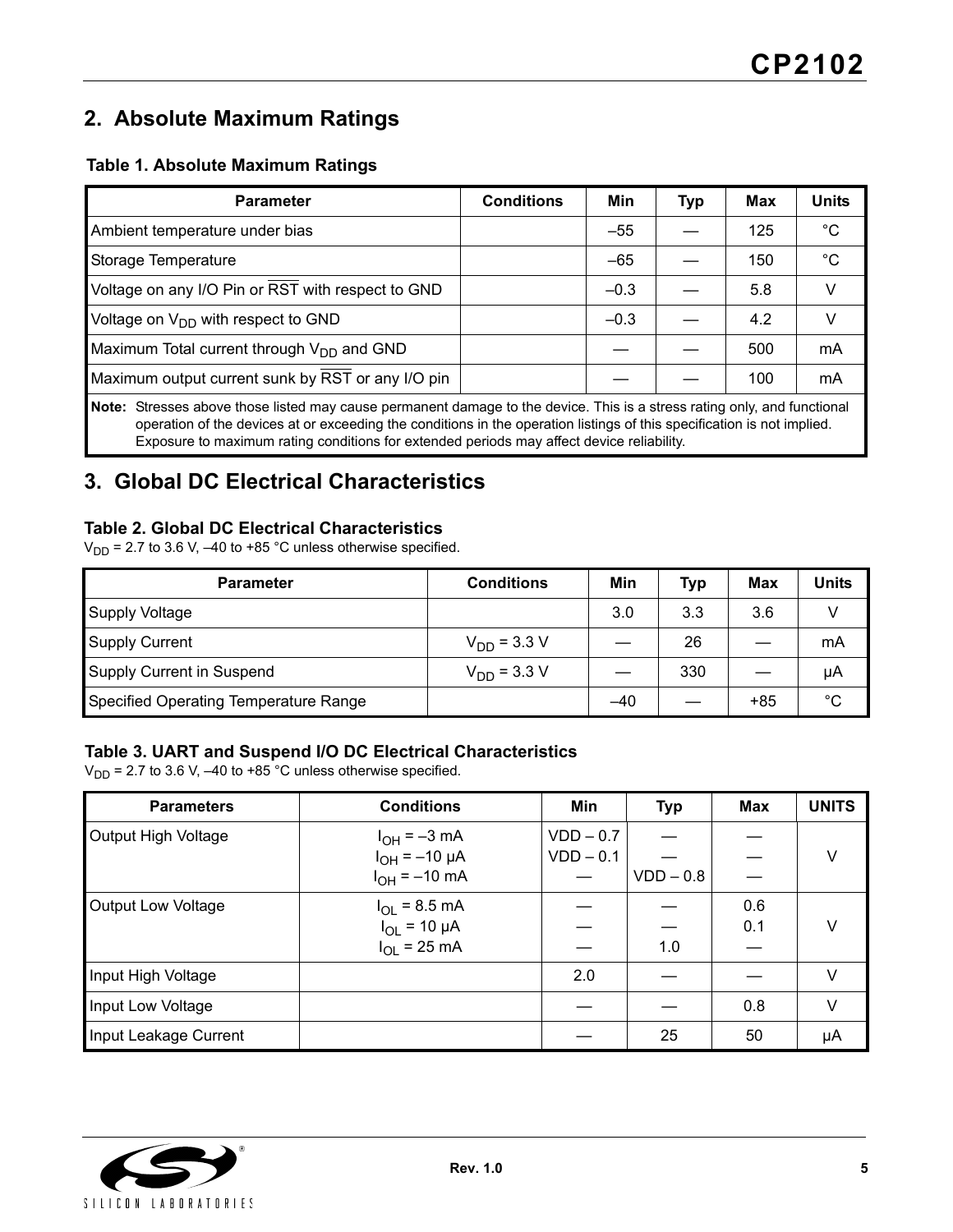## 2. Absolute Maximum Ratings

**Table 1. Absolute Maximum Ratings**

| Parameter | Conditions | Min | Typ | Max | Units |
|---|---|---|---|---|---|
| Ambient temperature under bias | | –55 | — | 125 | °C |
| Storage Temperature | | –65 | — | 150 | °C |
| Voltage on any I/O Pin or $\overline{RST}$ with respect to GND | | –0.3 | — | 5.8 | V |
| Voltage on $V_{DD}$ with respect to GND | | –0.3 | — | 4.2 | V |
| Maximum Total current through $V_{DD}$ and GND | | — | — | 500 | mA |
| Maximum output current sunk by $\overline{RST}$ or any I/O pin | | — | — | 100 | mA |

**Note:** Stresses above those listed may cause permanent damage to the device. This is a stress rating only, and functional operation of the devices at or exceeding the conditions in the operation listings of this specification is not implied. Exposure to maximum rating conditions for extended periods may affect device reliability.

## 3. Global DC Electrical Characteristics

**Table 2. Global DC Electrical Characteristics**

$V_{DD}$ = 2.7 to 3.6 V, –40 to +85 °C unless otherwise specified.

| Parameter | Conditions | Min | Typ | Max | Units |
|---|---|---|---|---|---|
| Supply Voltage | | 3.0 | 3.3 | 3.6 | V |
| Supply Current | $V_{DD}$ = 3.3 V | — | 26 | — | mA |
| Supply Current in Suspend | $V_{DD}$ = 3.3 V | — | 330 | — | µA |
| Specified Operating Temperature Range | | –40 | — | +85 | °C |

**Table 3. UART and Suspend I/O DC Electrical Characteristics**

$V_{DD}$ = 2.7 to 3.6 V, –40 to +85 °C unless otherwise specified.

| Parameters | Conditions | Min | Typ | Max | UNITS |
|---|---|---|---|---|---|
| Output High Voltage | $I_{OH}$ = –3 mA<br>$I_{OH}$ = –10 µA<br>$I_{OH}$ = –10 mA | VDD – 0.7<br>VDD – 0.1<br>— | —<br>—<br>VDD – 0.8 | —<br>—<br>— | V |
| Output Low Voltage | $I_{OL}$ = 8.5 mA<br>$I_{OL}$ = 10 µA<br>$I_{OL}$ = 25 mA | —<br>—<br>— | —<br>—<br>1.0 | 0.6<br>0.1<br>— | V |
| Input High Voltage | | 2.0 | — | — | V |
| Input Low Voltage | | — | — | 0.8 | V |
| Input Leakage Current | | — | 25 | 50 | µA |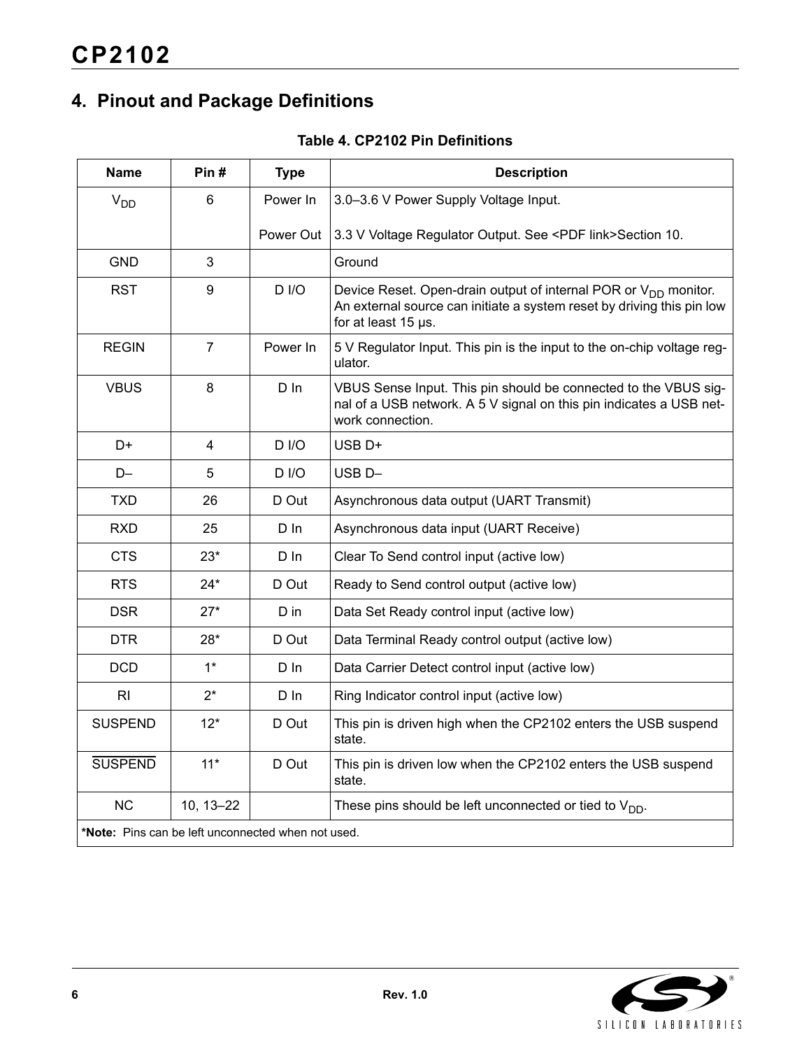# 4. Pinout and Package Definitions

**Table 4. CP2102 Pin Definitions**

| Name | Pin # | Type | Description |
|---|---|---|---|
| $V_{DD}$ | 6 | Power In<br>Power Out | 3.0–3.6 V Power Supply Voltage Input.<br>3.3 V Voltage Regulator Output. See <PDF link>Section 10. |
| GND | 3 | | Ground |
| RST | 9 | D I/O | Device Reset. Open-drain output of internal POR or $V_{DD}$ monitor. An external source can initiate a system reset by driving this pin low for at least 15 µs. |
| REGIN | 7 | Power In | 5 V Regulator Input. This pin is the input to the on-chip voltage regulator. |
| VBUS | 8 | D In | VBUS Sense Input. This pin should be connected to the VBUS signal of a USB network. A 5 V signal on this pin indicates a USB network connection. |
| D+ | 4 | D I/O | USB D+ |
| D– | 5 | D I/O | USB D– |
| TXD | 26 | D Out | Asynchronous data output (UART Transmit) |
| RXD | 25 | D In | Asynchronous data input (UART Receive) |
| CTS | 23* | D In | Clear To Send control input (active low) |
| RTS | 24* | D Out | Ready to Send control output (active low) |
| DSR | 27* | D in | Data Set Ready control input (active low) |
| DTR | 28* | D Out | Data Terminal Ready control output (active low) |
| DCD | 1* | D In | Data Carrier Detect control input (active low) |
| RI | 2* | D In | Ring Indicator control input (active low) |
| SUSPEND | 12* | D Out | This pin is driven high when the CP2102 enters the USB suspend state. |
| $\overline{\text{SUSPEND}}$ | 11* | D Out | This pin is driven low when the CP2102 enters the USB suspend state. |
| NC | 10, 13–22 | | These pins should be left unconnected or tied to $V_{DD}$. |

***Note:** Pins can be left unconnected when not used.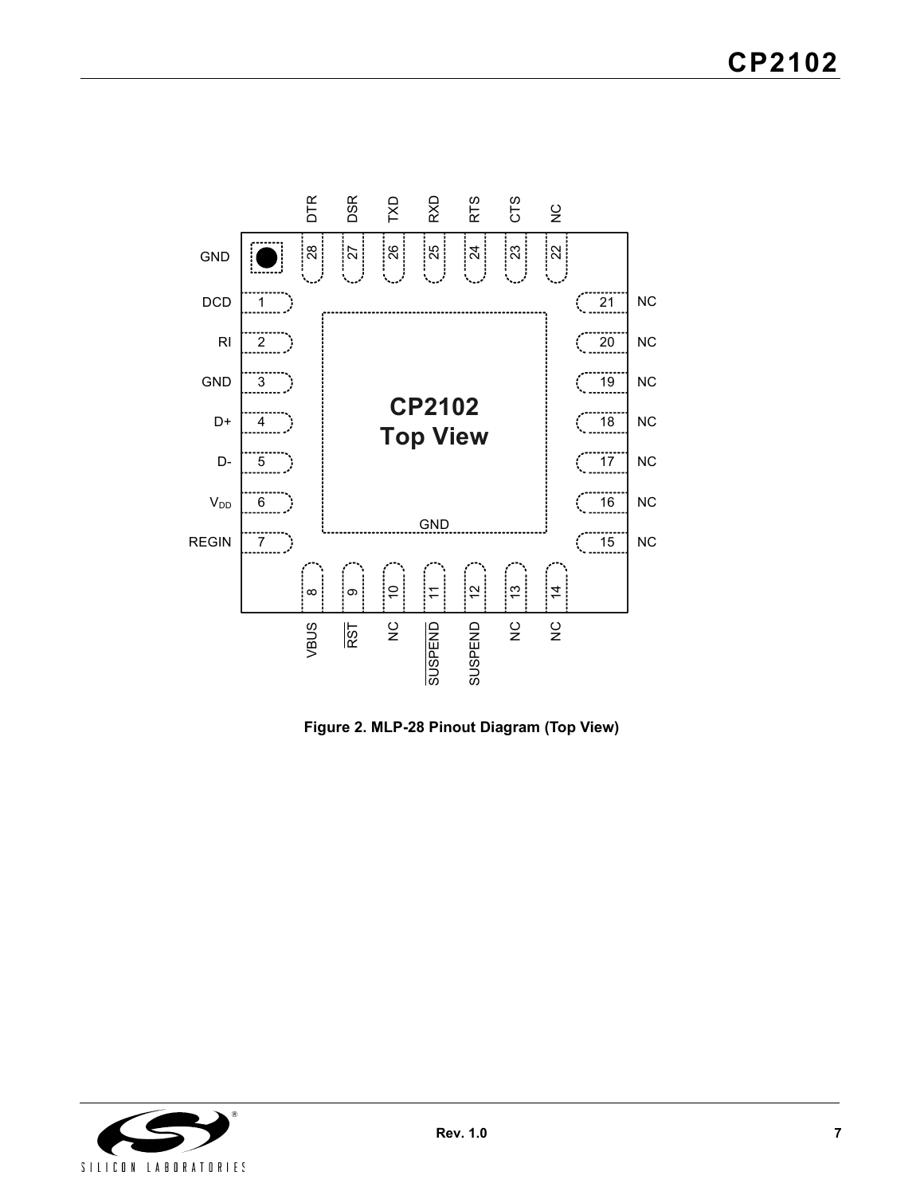Figure 2. MLP-28 Pinout Diagram (Top View)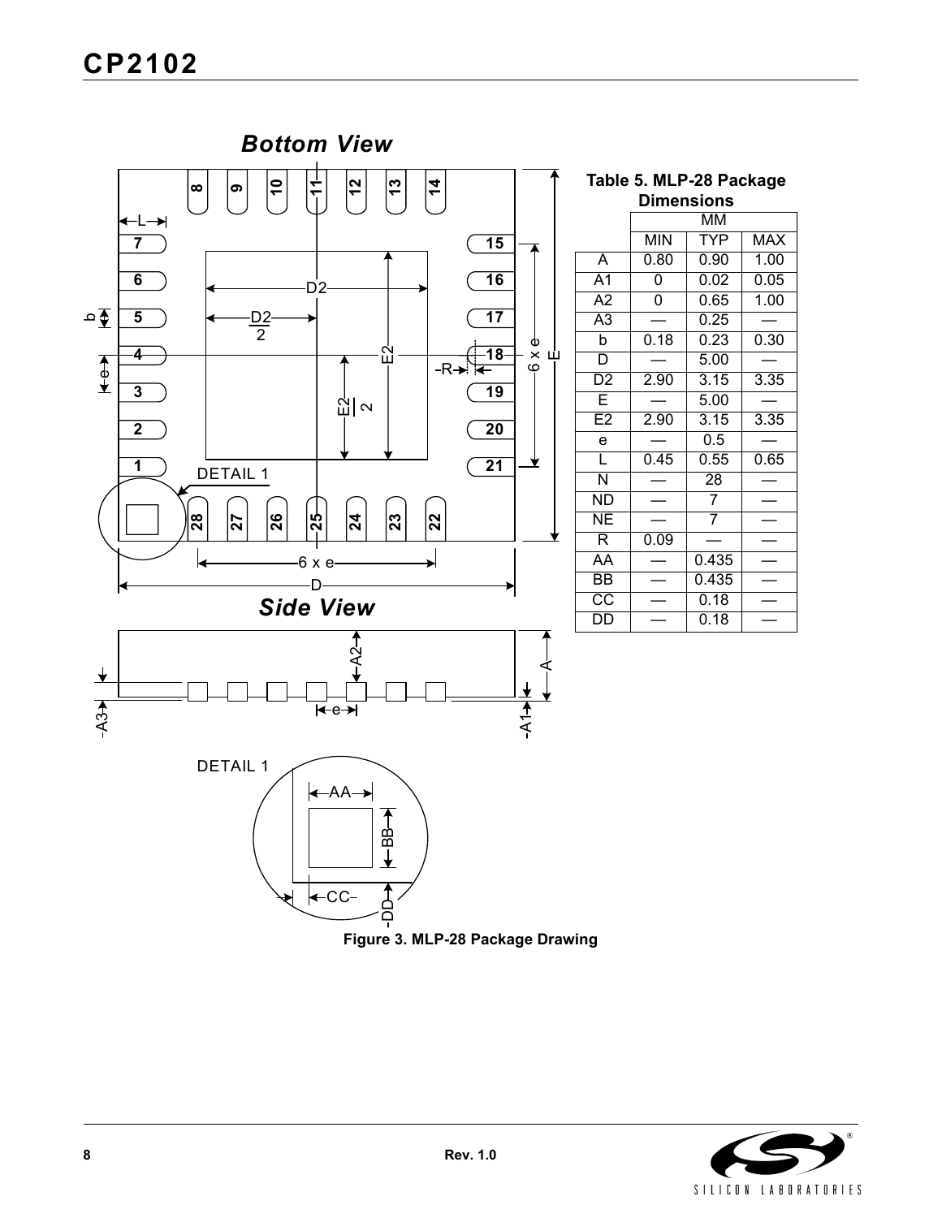### Table 5. MLP-28 Package Dimensions

| | MM | | |
|---|---|---|---|
| | MIN | TYP | MAX |
| A | 0.80 | 0.90 | 1.00 |
| A1 | 0 | 0.02 | 0.05 |
| A2 | 0 | 0.65 | 1.00 |
| A3 | — | 0.25 | — |
| b | 0.18 | 0.23 | 0.30 |
| D | — | 5.00 | — |
| D2 | 2.90 | 3.15 | 3.35 |
| E | — | 5.00 | — |
| E2 | 2.90 | 3.15 | 3.35 |
| e | — | 0.5 | — |
| L | 0.45 | 0.55 | 0.65 |
| N | — | 28 | — |
| ND | — | 7 | — |
| NE | — | 7 | — |
| R | 0.09 | — | — |
| AA | — | 0.435 | — |
| BB | — | 0.435 | — |
| CC | — | 0.18 | — |
| DD | — | 0.18 | — |

**Figure 3. MLP-28 Package Drawing**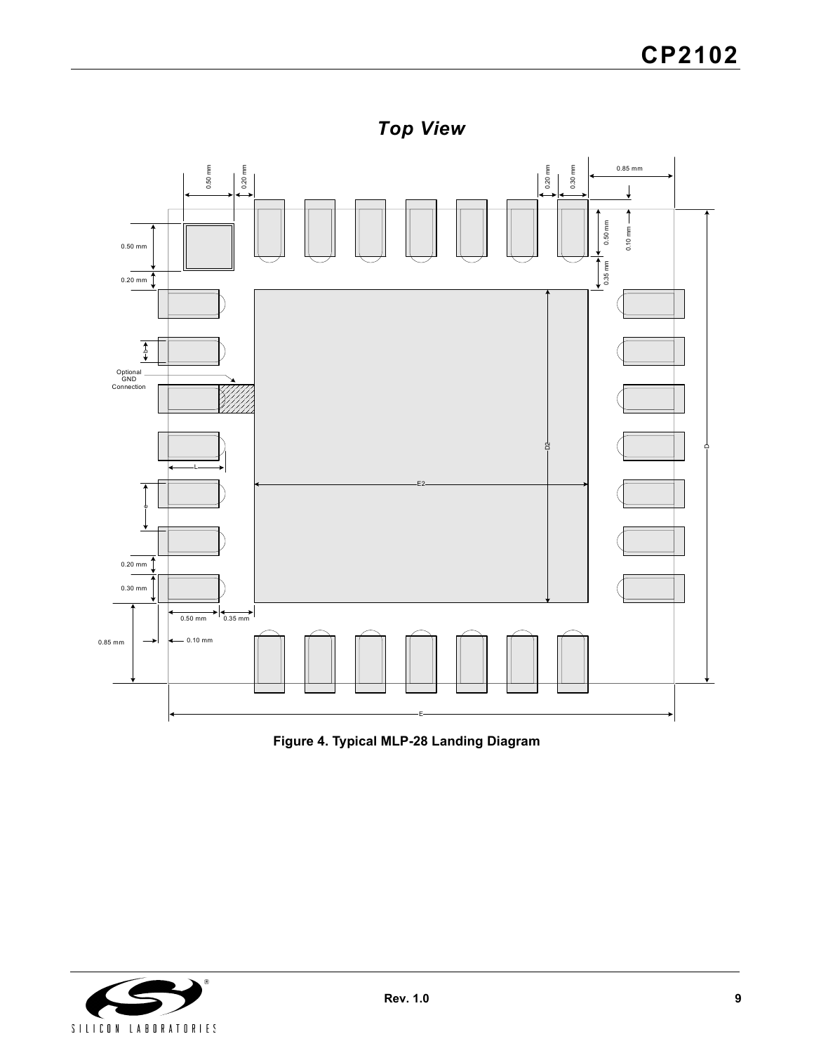## Top View

Figure 4. Typical MLP-28 Landing Diagram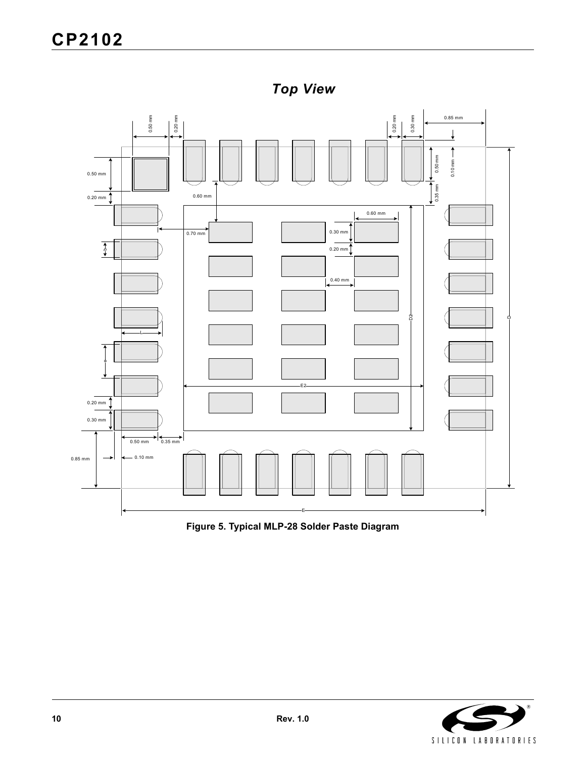## Top View

Figure 5. Typical MLP-28 Solder Paste Diagram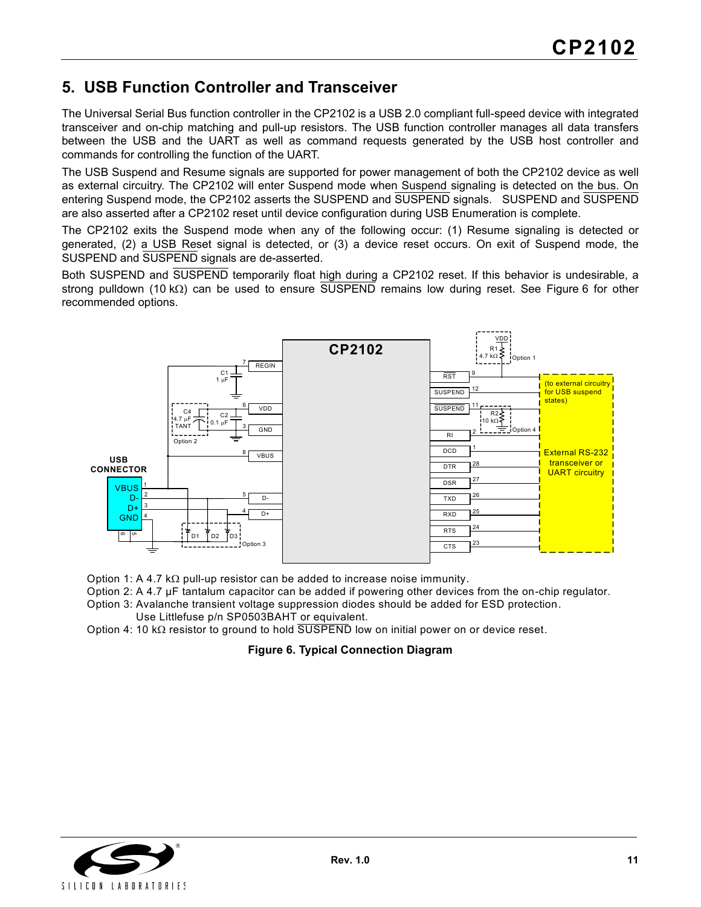## 5. USB Function Controller and Transceiver

The Universal Serial Bus function controller in the CP2102 is a USB 2.0 compliant full-speed device with integrated transceiver and on-chip matching and pull-up resistors. The USB function controller manages all data transfers between the USB and the UART as well as command requests generated by the USB host controller and commands for controlling the function of the UART.

The USB Suspend and Resume signals are supported for power management of both the CP2102 device as well as external circuitry. The CP2102 will enter Suspend mode when Suspend signaling is detected on the bus. On entering Suspend mode, the CP2102 asserts the SUSPEND and $\overline{\text{SUSPEND}}$ signals. SUSPEND and $\overline{\text{SUSPEND}}$ are also asserted after a CP2102 reset until device configuration during USB Enumeration is complete.

The CP2102 exits the Suspend mode when any of the following occur: (1) Resume signaling is detected or generated, (2) a USB Reset signal is detected, or (3) a device reset occurs. On exit of Suspend mode, the SUSPEND and $\overline{\text{SUSPEND}}$ signals are de-asserted.

Both SUSPEND and $\overline{\text{SUSPEND}}$ temporarily float high during a CP2102 reset. If this behavior is undesirable, a strong pulldown (10 kΩ) can be used to ensure $\overline{\text{SUSPEND}}$ remains low during reset. See Figure 6 for other recommended options.

Option 1: A 4.7 kΩ pull-up resistor can be added to increase noise immunity.
Option 2: A 4.7 µF tantalum capacitor can be added if powering other devices from the on-chip regulator.
Option 3: Avalanche transient voltage suppression diodes should be added for ESD protection.
Use Littlefuse p/n SP0503BAHT or equivalent.
Option 4: 10 kΩ resistor to ground to hold $\overline{\text{SUSPEND}}$ low on initial power on or device reset.

**Figure 6. Typical Connection Diagram**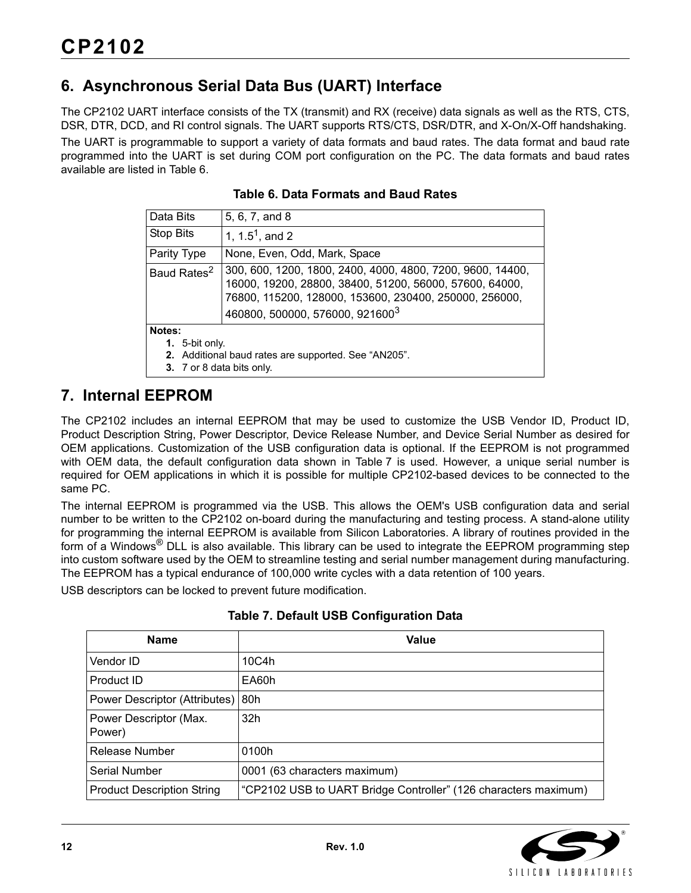## 6. Asynchronous Serial Data Bus (UART) Interface

The CP2102 UART interface consists of the TX (transmit) and RX (receive) data signals as well as the RTS, CTS, DSR, DTR, DCD, and RI control signals. The UART supports RTS/CTS, DSR/DTR, and X-On/X-Off handshaking.

The UART is programmable to support a variety of data formats and baud rates. The data format and baud rate programmed into the UART is set during COM port configuration on the PC. The data formats and baud rates available are listed in Table 6.

**Table 6. Data Formats and Baud Rates**

| Data Bits | 5, 6, 7, and 8 |
|---|---|
| Stop Bits | 1, 1.5[1], and 2 |
| Parity Type | None, Even, Odd, Mark, Space |
| Baud Rates[2] | 300, 600, 1200, 1800, 2400, 4000, 4800, 7200, 9600, 14400, 16000, 19200, 28800, 38400, 51200, 56000, 57600, 64000, 76800, 115200, 128000, 153600, 230400, 250000, 256000, 460800, 500000, 576000, 921600[3] |

**Notes:**
1. 5-bit only.
2. Additional baud rates are supported. See "AN205".
3. 7 or 8 data bits only.

## 7. Internal EEPROM

The CP2102 includes an internal EEPROM that may be used to customize the USB Vendor ID, Product ID, Product Description String, Power Descriptor, Device Release Number, and Device Serial Number as desired for OEM applications. Customization of the USB configuration data is optional. If the EEPROM is not programmed with OEM data, the default configuration data shown in Table 7 is used. However, a unique serial number is required for OEM applications in which it is possible for multiple CP2102-based devices to be connected to the same PC.

The internal EEPROM is programmed via the USB. This allows the OEM's USB configuration data and serial number to be written to the CP2102 on-board during the manufacturing and testing process. A stand-alone utility for programming the internal EEPROM is available from Silicon Laboratories. A library of routines provided in the form of a Windows® DLL is also available. This library can be used to integrate the EEPROM programming step into custom software used by the OEM to streamline testing and serial number management during manufacturing. The EEPROM has a typical endurance of 100,000 write cycles with a data retention of 100 years.

USB descriptors can be locked to prevent future modification.

**Table 7. Default USB Configuration Data**

| Name | Value |
|---|---|
| Vendor ID | 10C4h |
| Product ID | EA60h |
| Power Descriptor (Attributes) | 80h |
| Power Descriptor (Max. Power) | 32h |
| Release Number | 0100h |
| Serial Number | 0001 (63 characters maximum) |
| Product Description String | "CP2102 USB to UART Bridge Controller" (126 characters maximum) |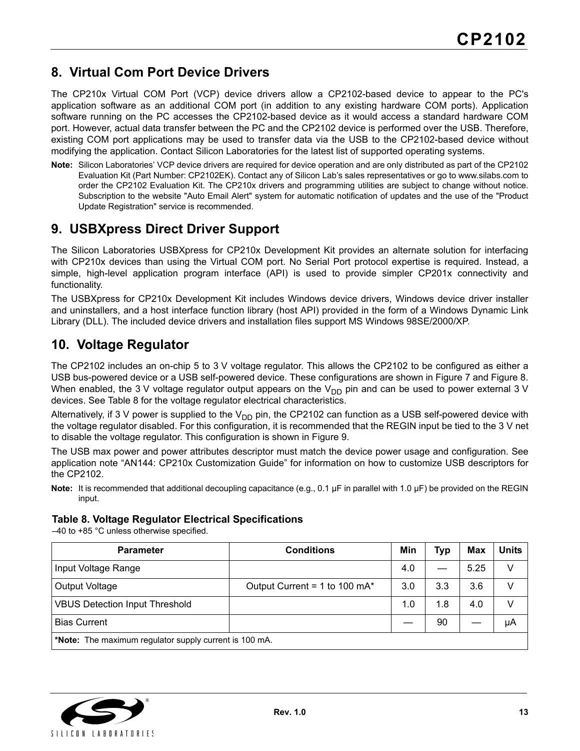## 8. Virtual Com Port Device Drivers

The CP210x Virtual COM Port (VCP) device drivers allow a CP2102-based device to appear to the PC's application software as an additional COM port (in addition to any existing hardware COM ports). Application software running on the PC accesses the CP2102-based device as it would access a standard hardware COM port. However, actual data transfer between the PC and the CP2102 device is performed over the USB. Therefore, existing COM port applications may be used to transfer data via the USB to the CP2102-based device without modifying the application. Contact Silicon Laboratories for the latest list of supported operating systems.

**Note:** Silicon Laboratories' VCP device drivers are required for device operation and are only distributed as part of the CP2102 Evaluation Kit (Part Number: CP2102EK). Contact any of Silicon Lab's sales representatives or go to www.silabs.com to order the CP2102 Evaluation Kit. The CP210x drivers and programming utilities are subject to change without notice. Subscription to the website "Auto Email Alert" system for automatic notification of updates and the use of the "Product Update Registration" service is recommended.

## 9. USBXpress Direct Driver Support

The Silicon Laboratories USBXpress for CP210x Development Kit provides an alternate solution for interfacing with CP210x devices than using the Virtual COM port. No Serial Port protocol expertise is required. Instead, a simple, high-level application program interface (API) is used to provide simpler CP201x connectivity and functionality.

The USBXpress for CP210x Development Kit includes Windows device drivers, Windows device driver installer and uninstallers, and a host interface function library (host API) provided in the form of a Windows Dynamic Link Library (DLL). The included device drivers and installation files support MS Windows 98SE/2000/XP.

## 10. Voltage Regulator

The CP2102 includes an on-chip 5 to 3 V voltage regulator. This allows the CP2102 to be configured as either a USB bus-powered device or a USB self-powered device. These configurations are shown in Figure 7 and Figure 8. When enabled, the 3 V voltage regulator output appears on the $V_{DD}$ pin and can be used to power external 3 V devices. See Table 8 for the voltage regulator electrical characteristics.

Alternatively, if 3 V power is supplied to the $V_{DD}$ pin, the CP2102 can function as a USB self-powered device with the voltage regulator disabled. For this configuration, it is recommended that the REGIN input be tied to the 3 V net to disable the voltage regulator. This configuration is shown in Figure 9.

The USB max power and power attributes descriptor must match the device power usage and configuration. See application note "AN144: CP210x Customization Guide" for information on how to customize USB descriptors for the CP2102.

**Note:** It is recommended that additional decoupling capacitance (e.g., 0.1 µF in parallel with 1.0 µF) be provided on the REGIN input.

**Table 8. Voltage Regulator Electrical Specifications**

–40 to +85 °C unless otherwise specified.

| Parameter | Conditions | Min | Typ | Max | Units |
|---|---|---|---|---|---|
| Input Voltage Range | | 4.0 | — | 5.25 | V |
| Output Voltage | Output Current = 1 to 100 mA* | 3.0 | 3.3 | 3.6 | V |
| VBUS Detection Input Threshold | | 1.0 | 1.8 | 4.0 | V |
| Bias Current | | — | 90 | — | µA |
| ***Note:** The maximum regulator supply current is 100 mA. | | | | | |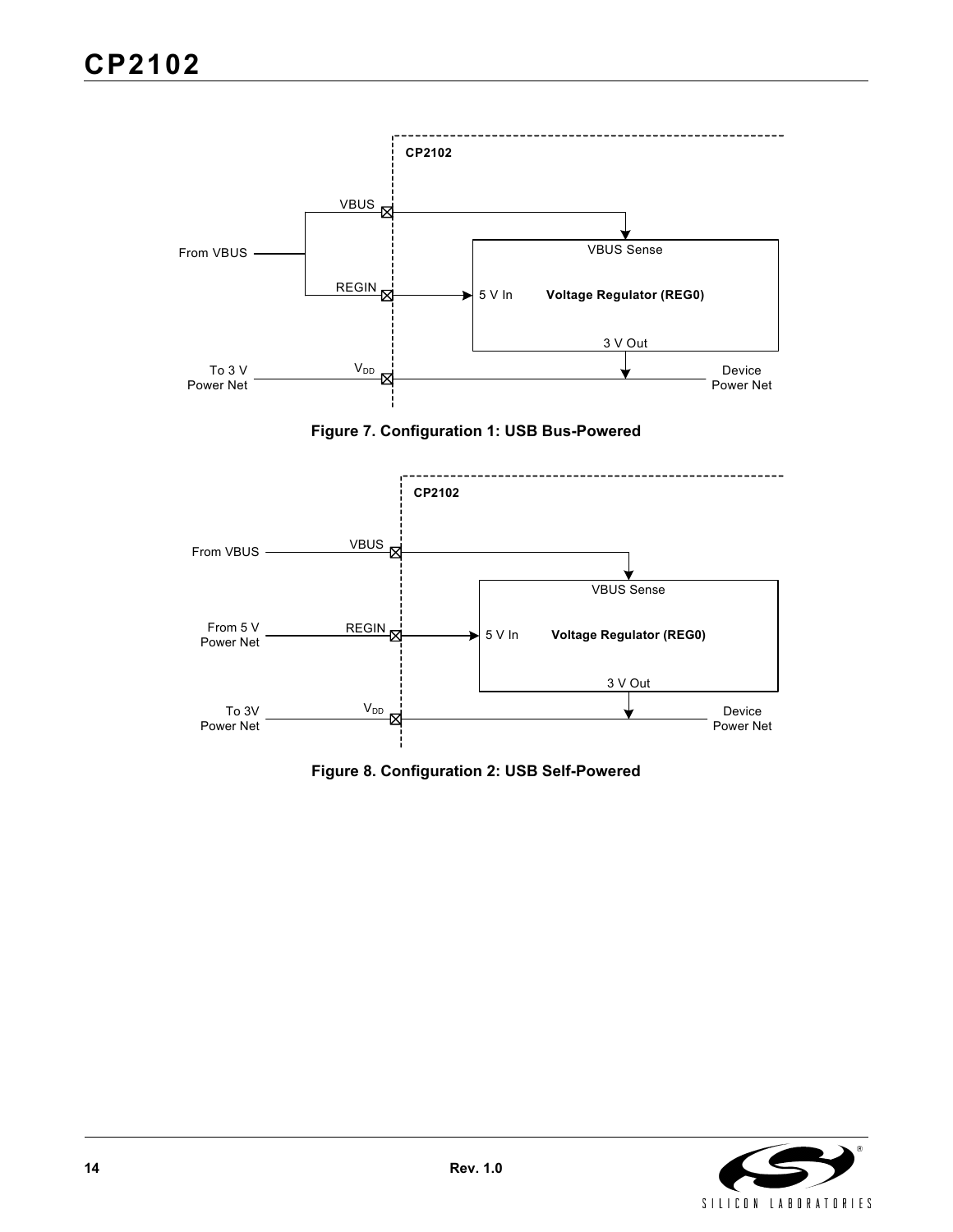Figure 7. Configuration 1: USB Bus-Powered

Figure 8. Configuration 2: USB Self-Powered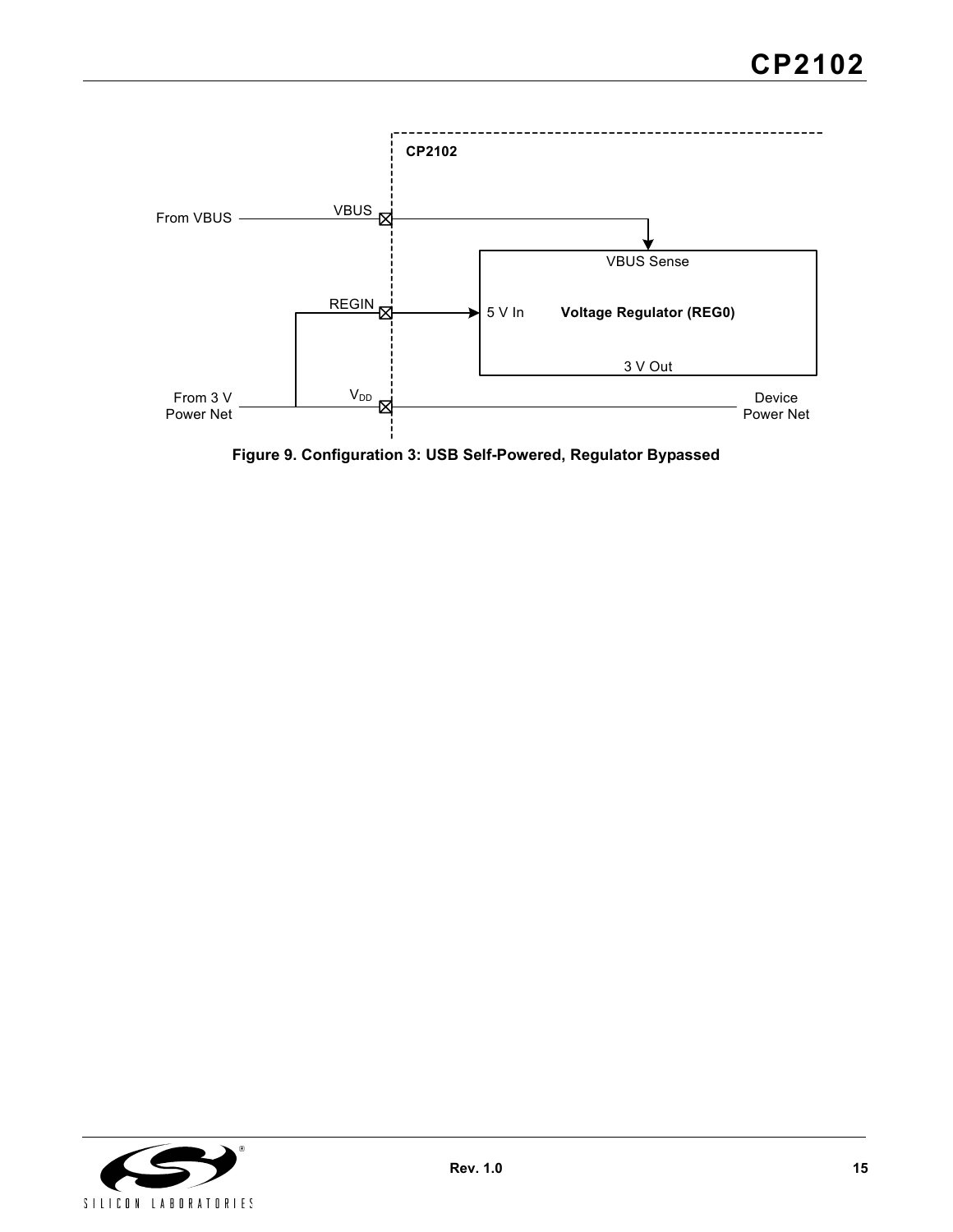Figure 9. Configuration 3: USB Self-Powered, Regulator Bypassed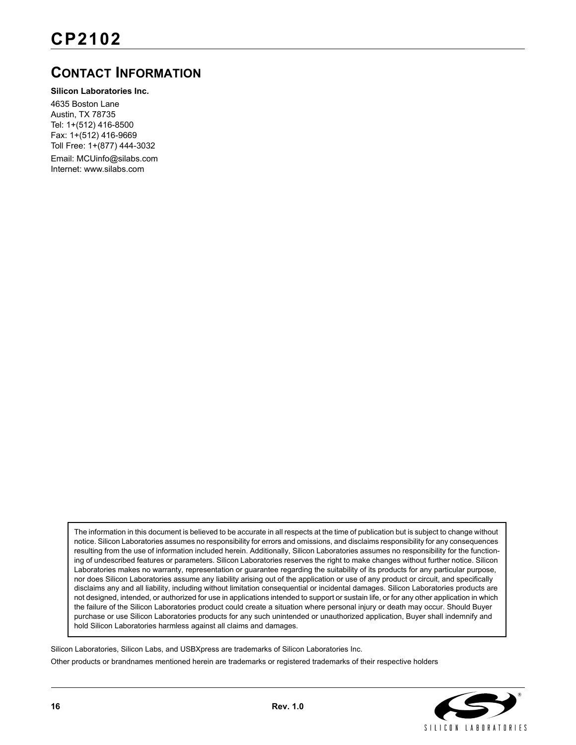## Contact Information

**Silicon Laboratories Inc.**

4635 Boston Lane
Austin, TX 78735
Tel: 1+(512) 416-8500
Fax: 1+(512) 416-9669
Toll Free: 1+(877) 444-3032

Email: MCUinfo@silabs.com
Internet: www.silabs.com

The information in this document is believed to be accurate in all respects at the time of publication but is subject to change without notice. Silicon Laboratories assumes no responsibility for errors and omissions, and disclaims responsibility for any consequences resulting from the use of information included herein. Additionally, Silicon Laboratories assumes no responsibility for the functioning of undescribed features or parameters. Silicon Laboratories reserves the right to make changes without further notice. Silicon Laboratories makes no warranty, representation or guarantee regarding the suitability of its products for any particular purpose, nor does Silicon Laboratories assume any liability arising out of the application or use of any product or circuit, and specifically disclaims any and all liability, including without limitation consequential or incidental damages. Silicon Laboratories products are not designed, intended, or authorized for use in applications intended to support or sustain life, or for any other application in which the failure of the Silicon Laboratories product could create a situation where personal injury or death may occur. Should Buyer purchase or use Silicon Laboratories products for any such unintended or unauthorized application, Buyer shall indemnify and hold Silicon Laboratories harmless against all claims and damages.

Silicon Laboratories, Silicon Labs, and USBXpress are trademarks of Silicon Laboratories Inc.

Other products or brandnames mentioned herein are trademarks or registered trademarks of their respective holders